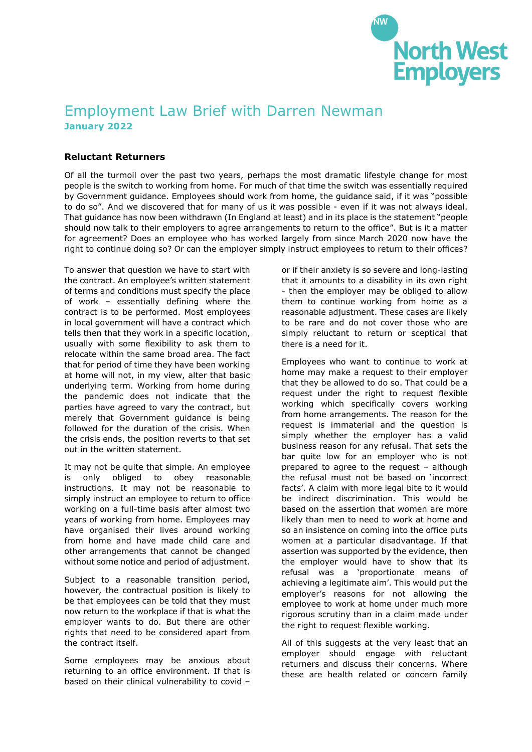# Employment Law Brief with Darren Newman

**January 2022**

### Reluctant Returners

Of all the turmoil over the past two years, perhaps the most dramatic lifestyle change for most people is the switch to working from home. For much of that time the switch was essentially required by Government guidance. Employees should work from home, the guidance said, if it was "possible to do so". And we discovered that for many of us it was possible - even if it was not always ideal. That guidance has now been withdrawn (In England at least) and in its place is the statement "people should now talk to their employers to agree arrangements to return to the office". But is it a matter for agreement? Does an employee who has worked largely from since March 2020 now have the right to continue doing so? Or can the employer simply instruct employees to return to their offices?

To answer that question we have to start with the contract. An employee's written statement of terms and conditions must specify the place of work – essentially defining where the contract is to be performed. Most employees in local government will have a contract which tells then that they work in a specific location, usually with some flexibility to ask them to relocate within the same broad area. The fact that for period of time they have been working at home will not, in my view, alter that basic underlying term. Working from home during the pandemic does not indicate that the parties have agreed to vary the contract, but merely that Government guidance is being followed for the duration of the crisis. When the crisis ends, the position reverts to that set out in the written statement.

It may not be quite that simple. An employee is only obliged to obey reasonable instructions. It may not be reasonable to simply instruct an employee to return to office working on a full-time basis after almost two years of working from home. Employees may have organised their lives around working from home and have made child care and other arrangements that cannot be changed without some notice and period of adjustment.

Subject to a reasonable transition period, however, the contractual position is likely to be that employees can be told that they must now return to the workplace if that is what the employer wants to do. But there are other rights that need to be considered apart from the contract itself.

Some employees may be anxious about returning to an office environment. If that is based on their clinical vulnerability to covid – or if their anxiety is so severe and long-lasting that it amounts to a disability in its own right - then the employer may be obliged to allow them to continue working from home as a reasonable adjustment. These cases are likely to be rare and do not cover those who are simply reluctant to return or sceptical that there is a need for it.

Employees who want to continue to work at home may make a request to their employer that they be allowed to do so. That could be a request under the right to request flexible working which specifically covers working from home arrangements. The reason for the request is immaterial and the question is simply whether the employer has a valid business reason for any refusal. That sets the bar quite low for an employer who is not prepared to agree to the request – although the refusal must not be based on 'incorrect facts'. A claim with more legal bite to it would be indirect discrimination. This would be based on the assertion that women are more likely than men to need to work at home and so an insistence on coming into the office puts women at a particular disadvantage. If that assertion was supported by the evidence, then the employer would have to show that its refusal was a 'proportionate means of achieving a legitimate aim'. This would put the employer's reasons for not allowing the employee to work at home under much more rigorous scrutiny than in a claim made under the right to request flexible working.

All of this suggests at the very least that an employer should engage with reluctant returners and discuss their concerns. Where these are health related or concern family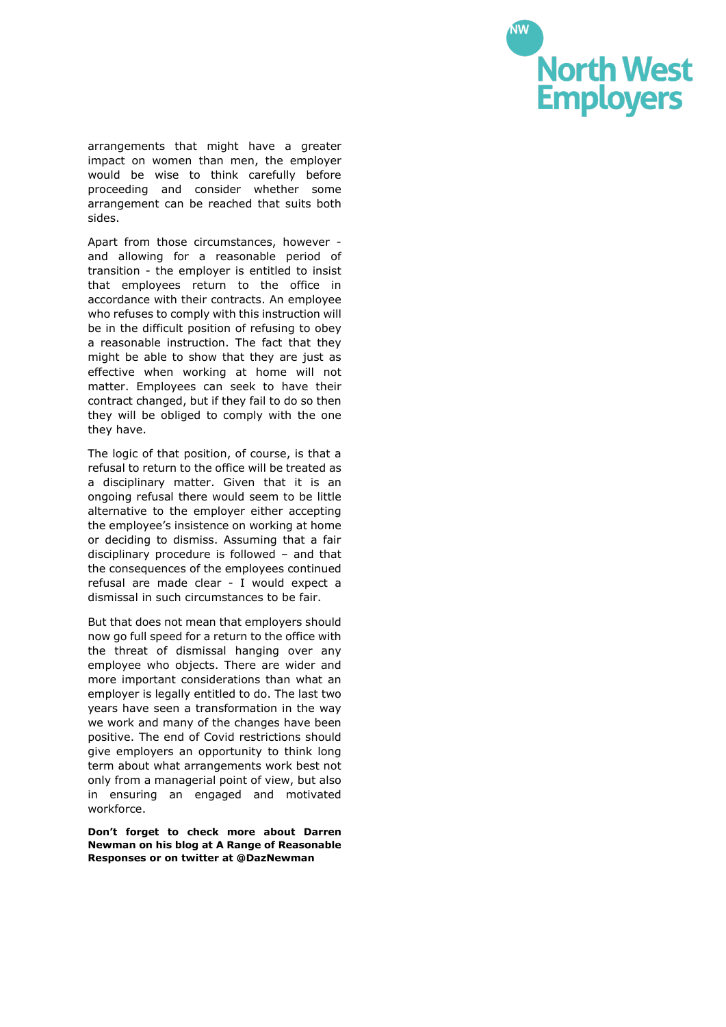arrangements that might have a greater impact on women than men, the employer would be wise to think carefully before proceeding and consider whether some arrangement can be reached that suits both sides.

Apart from those circumstances, however - and allowing for a reasonable period of transition - the employer is entitled to insist that employees return to the office in accordance with their contracts. An employee who refuses to comply with this instruction will be in the difficult position of refusing to obey a reasonable instruction. The fact that they might be able to show that they are just as effective when working at home will not matter. Employees can seek to have their contract changed, but if they fail to do so then they will be obliged to comply with the one they have.

The logic of that position, of course, is that a refusal to return to the office will be treated as a disciplinary matter. Given that it is an ongoing refusal there would seem to be little alternative to the employer either accepting the employee's insistence on working at home or deciding to dismiss. Assuming that a fair disciplinary procedure is followed – and that the consequences of the employees continued refusal are made clear - I would expect a dismissal in such circumstances to be fair.

But that does not mean that employers should now go full speed for a return to the office with the threat of dismissal hanging over any employee who objects. There are wider and more important considerations than what an employer is legally entitled to do. The last two years have seen a transformation in the way we work and many of the changes have been positive. The end of Covid restrictions should give employers an opportunity to think long term about what arrangements work best not only from a managerial point of view, but also in ensuring an engaged and motivated workforce.

**Don't forget to check more about Darren Newman on his blog at A Range of Reasonable Responses or on twitter at @DazNewman**